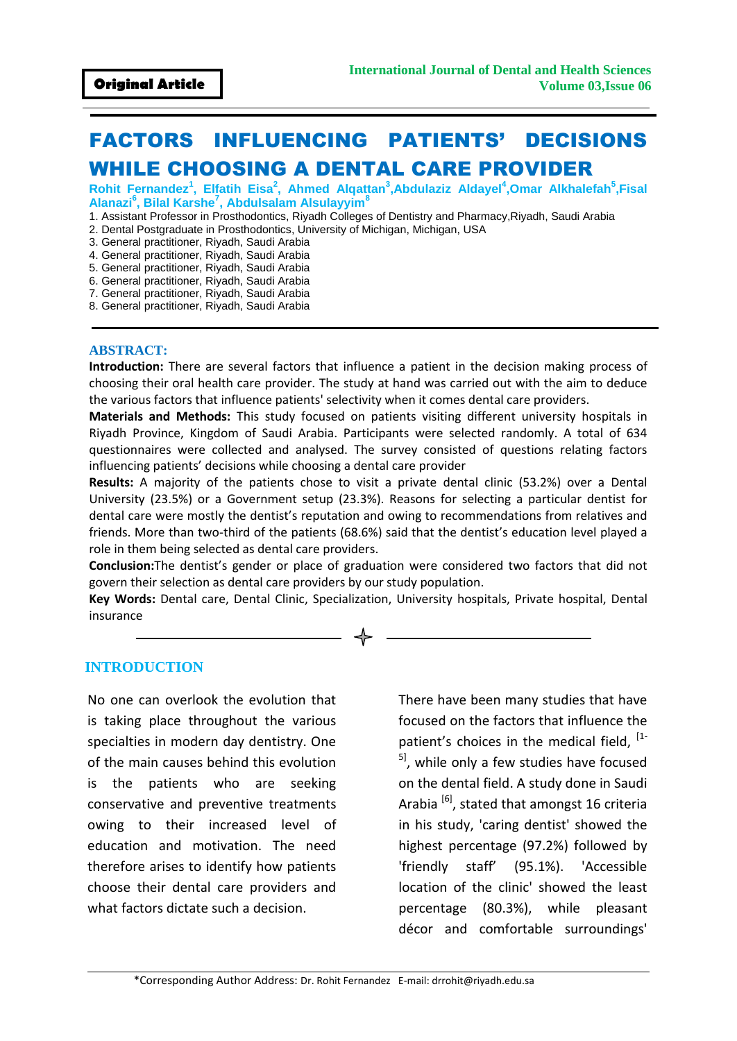**Original Article**

# FACTORS INFLUENCING PATIENTS' DECISIONS WHILE CHOOSING A DENTAL CARE PROVIDER

**Rohit Fernandez[1], Elfatih Eisa[2], Ahmed Alqattan[3], Abdulaziz Aldayel[4], Omar Alkhalefah[5], Fisal Alanazi[6], Bilal Karshe[7], Abdulsalam Alsulayyim[8]**

1. Assistant Professor in Prosthodontics, Riyadh Colleges of Dentistry and Pharmacy, Riyadh, Saudi Arabia
2. Dental Postgraduate in Prosthodontics, University of Michigan, Michigan, USA
3. General practitioner, Riyadh, Saudi Arabia
4. General practitioner, Riyadh, Saudi Arabia
5. General practitioner, Riyadh, Saudi Arabia
6. General practitioner, Riyadh, Saudi Arabia
7. General practitioner, Riyadh, Saudi Arabia
8. General practitioner, Riyadh, Saudi Arabia

## ABSTRACT:

**Introduction:** There are several factors that influence a patient in the decision making process of choosing their oral health care provider. The study at hand was carried out with the aim to deduce the various factors that influence patients' selectivity when it comes dental care providers.

**Materials and Methods:** This study focused on patients visiting different university hospitals in Riyadh Province, Kingdom of Saudi Arabia. Participants were selected randomly. A total of 634 questionnaires were collected and analysed. The survey consisted of questions relating factors influencing patients' decisions while choosing a dental care provider

**Results:** A majority of the patients chose to visit a private dental clinic (53.2%) over a Dental University (23.5%) or a Government setup (23.3%). Reasons for selecting a particular dentist for dental care were mostly the dentist's reputation and owing to recommendations from relatives and friends. More than two-third of the patients (68.6%) said that the dentist's education level played a role in them being selected as dental care providers.

**Conclusion:** The dentist's gender or place of graduation were considered two factors that did not govern their selection as dental care providers by our study population.

**Key Words:** Dental care, Dental Clinic, Specialization, University hospitals, Private hospital, Dental insurance

## INTRODUCTION

No one can overlook the evolution that is taking place throughout the various specialties in modern day dentistry. One of the main causes behind this evolution is the patients who are seeking conservative and preventive treatments owing to their increased level of education and motivation. The need therefore arises to identify how patients choose their dental care providers and what factors dictate such a decision.

There have been many studies that have focused on the factors that influence the patient's choices in the medical field, [1-5], while only a few studies have focused on the dental field. A study done in Saudi Arabia [6], stated that amongst 16 criteria in his study, 'caring dentist' showed the highest percentage (97.2%) followed by 'friendly staff' (95.1%). 'Accessible location of the clinic' showed the least percentage (80.3%), while pleasant décor and comfortable surroundings'

*Corresponding Author Address: Dr. Rohit Fernandez E-mail: drrohit@riyadh.edu.sa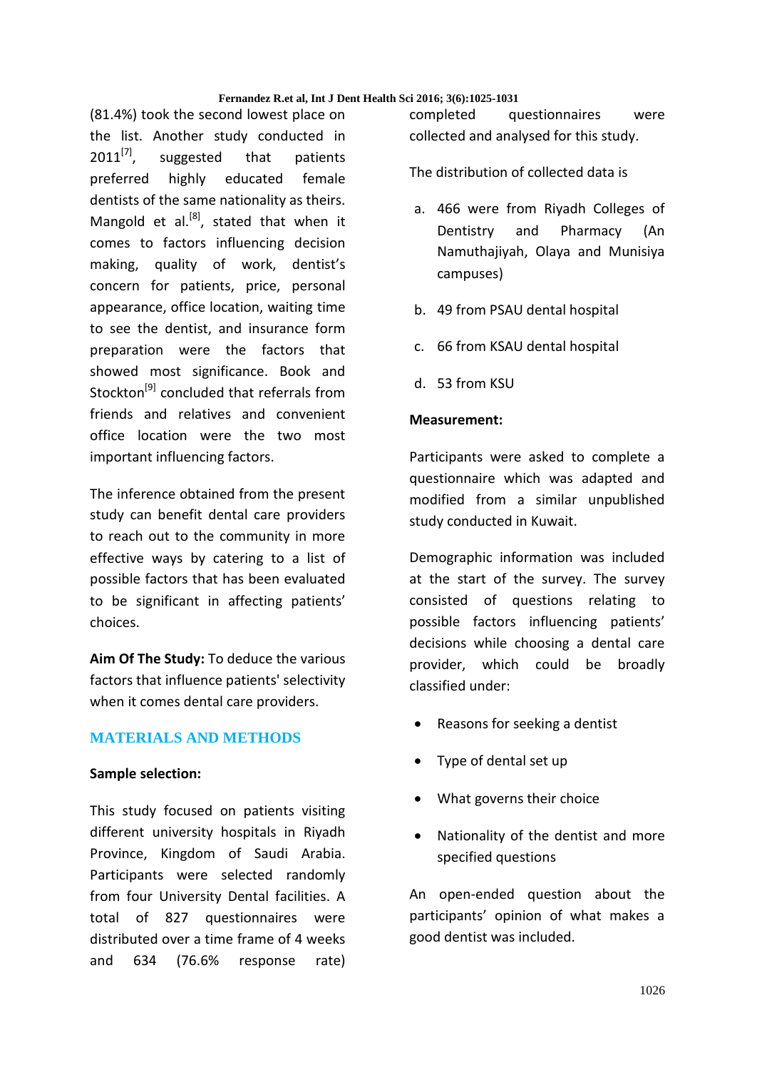(81.4%) took the second lowest place on the list. Another study conducted in 2011[7], suggested that patients preferred highly educated female dentists of the same nationality as theirs. Mangold et al.[8], stated that when it comes to factors influencing decision making, quality of work, dentist's concern for patients, price, personal appearance, office location, waiting time to see the dentist, and insurance form preparation were the factors that showed most significance. Book and Stockton[9] concluded that referrals from friends and relatives and convenient office location were the two most important influencing factors.

The inference obtained from the present study can benefit dental care providers to reach out to the community in more effective ways by catering to a list of possible factors that has been evaluated to be significant in affecting patients' choices.

**Aim Of The Study:** To deduce the various factors that influence patients' selectivity when it comes dental care providers.

## MATERIALS AND METHODS

**Sample selection:**

This study focused on patients visiting different university hospitals in Riyadh Province, Kingdom of Saudi Arabia. Participants were selected randomly from four University Dental facilities. A total of 827 questionnaires were distributed over a time frame of 4 weeks and 634 (76.6% response rate) completed questionnaires were collected and analysed for this study.

The distribution of collected data is

a. 466 were from Riyadh Colleges of Dentistry and Pharmacy (An Namuthajiyah, Olaya and Munisiya campuses)

b. 49 from PSAU dental hospital

c. 66 from KSAU dental hospital

d. 53 from KSU

**Measurement:**

Participants were asked to complete a questionnaire which was adapted and modified from a similar unpublished study conducted in Kuwait.

Demographic information was included at the start of the survey. The survey consisted of questions relating to possible factors influencing patients' decisions while choosing a dental care provider, which could be broadly classified under:

- Reasons for seeking a dentist
- Type of dental set up
- What governs their choice
- Nationality of the dentist and more specified questions

An open-ended question about the participants' opinion of what makes a good dentist was included.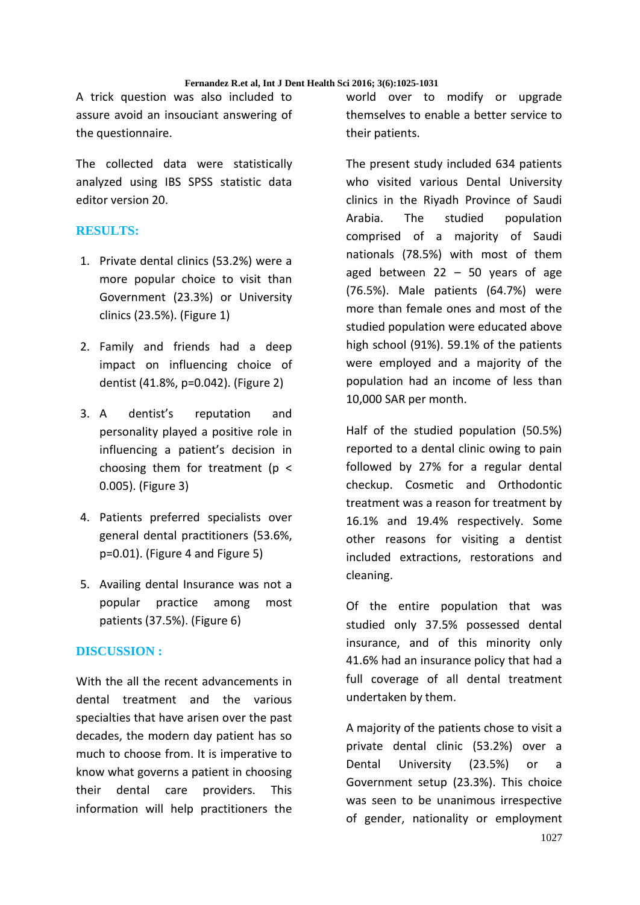A trick question was also included to assure avoid an insouciant answering of the questionnaire.

The collected data were statistically analyzed using IBS SPSS statistic data editor version 20.

## RESULTS:

1. Private dental clinics (53.2%) were a more popular choice to visit than Government (23.3%) or University clinics (23.5%). (Figure 1)

2. Family and friends had a deep impact on influencing choice of dentist (41.8%, p=0.042). (Figure 2)

3. A dentist's reputation and personality played a positive role in influencing a patient's decision in choosing them for treatment ($p < 0.005$). (Figure 3)

4. Patients preferred specialists over general dental practitioners (53.6%, p=0.01). (Figure 4 and Figure 5)

5. Availing dental Insurance was not a popular practice among most patients (37.5%). (Figure 6)

## DISCUSSION :

With the all the recent advancements in dental treatment and the various specialties that have arisen over the past decades, the modern day patient has so much to choose from. It is imperative to know what governs a patient in choosing their dental care providers. This information will help practitioners the world over to modify or upgrade themselves to enable a better service to their patients.

The present study included 634 patients who visited various Dental University clinics in the Riyadh Province of Saudi Arabia. The studied population comprised of a majority of Saudi nationals (78.5%) with most of them aged between 22 – 50 years of age (76.5%). Male patients (64.7%) were more than female ones and most of the studied population were educated above high school (91%). 59.1% of the patients were employed and a majority of the population had an income of less than 10,000 SAR per month.

Half of the studied population (50.5%) reported to a dental clinic owing to pain followed by 27% for a regular dental checkup. Cosmetic and Orthodontic treatment was a reason for treatment by 16.1% and 19.4% respectively. Some other reasons for visiting a dentist included extractions, restorations and cleaning.

Of the entire population that was studied only 37.5% possessed dental insurance, and of this minority only 41.6% had an insurance policy that had a full coverage of all dental treatment undertaken by them.

A majority of the patients chose to visit a private dental clinic (53.2%) over a Dental University (23.5%) or a Government setup (23.3%). This choice was seen to be unanimous irrespective of gender, nationality or employment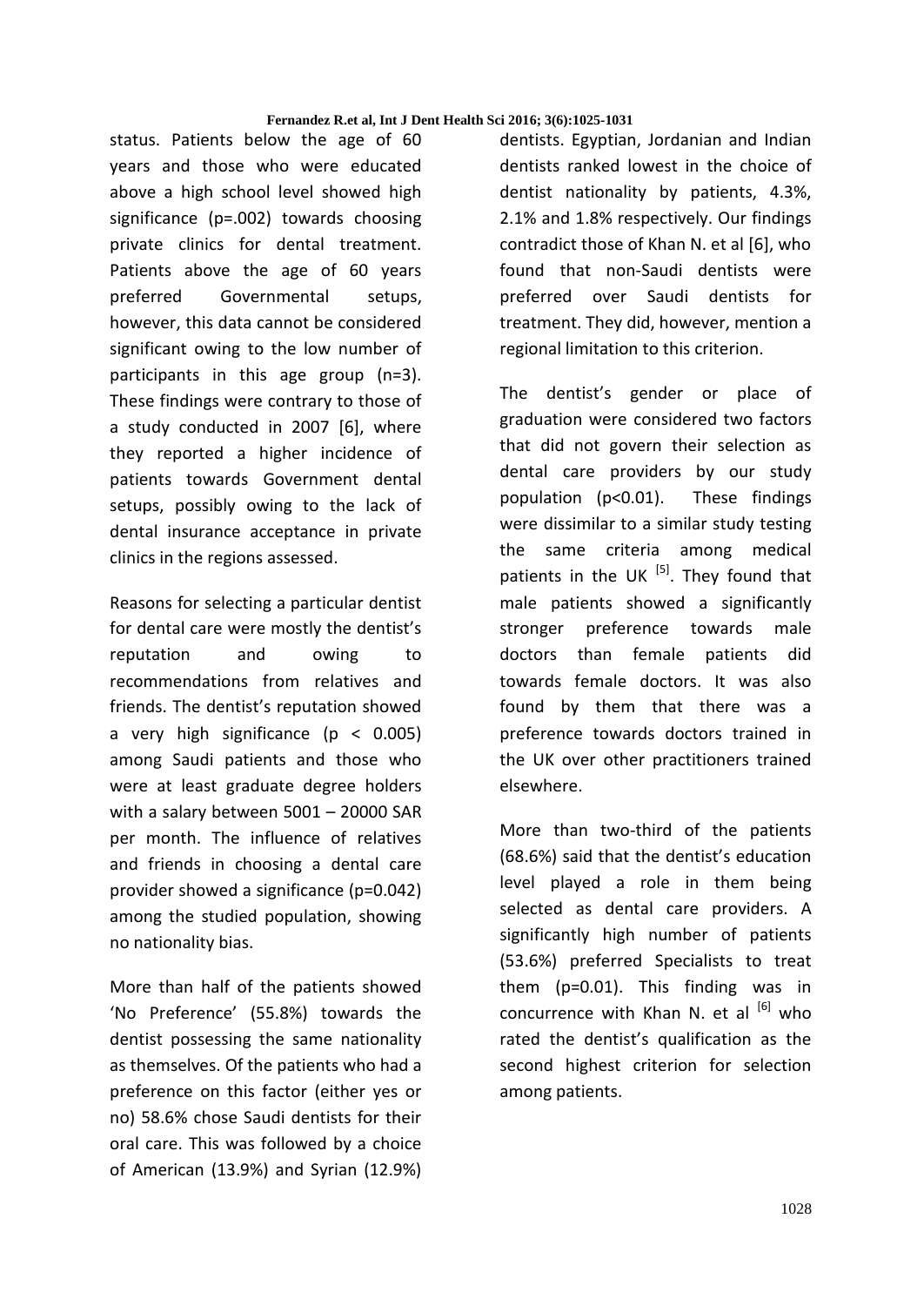status. Patients below the age of 60 years and those who were educated above a high school level showed high significance (p=.002) towards choosing private clinics for dental treatment. Patients above the age of 60 years preferred Governmental setups, however, this data cannot be considered significant owing to the low number of participants in this age group (n=3). These findings were contrary to those of a study conducted in 2007 [6], where they reported a higher incidence of patients towards Government dental setups, possibly owing to the lack of dental insurance acceptance in private clinics in the regions assessed.

Reasons for selecting a particular dentist for dental care were mostly the dentist's reputation and owing to recommendations from relatives and friends. The dentist's reputation showed a very high significance ($p < 0.005$) among Saudi patients and those who were at least graduate degree holders with a salary between 5001 – 20000 SAR per month. The influence of relatives and friends in choosing a dental care provider showed a significance (p=0.042) among the studied population, showing no nationality bias.

More than half of the patients showed 'No Preference' (55.8%) towards the dentist possessing the same nationality as themselves. Of the patients who had a preference on this factor (either yes or no) 58.6% chose Saudi dentists for their oral care. This was followed by a choice of American (13.9%) and Syrian (12.9%) dentists. Egyptian, Jordanian and Indian dentists ranked lowest in the choice of dentist nationality by patients, 4.3%, 2.1% and 1.8% respectively. Our findings contradict those of Khan N. et al [6], who found that non-Saudi dentists were preferred over Saudi dentists for treatment. They did, however, mention a regional limitation to this criterion.

The dentist's gender or place of graduation were considered two factors that did not govern their selection as dental care providers by our study population ($p<0.01$). These findings were dissimilar to a similar study testing the same criteria among medical patients in the UK [5]. They found that male patients showed a significantly stronger preference towards male doctors than female patients did towards female doctors. It was also found by them that there was a preference towards doctors trained in the UK over other practitioners trained elsewhere.

More than two-third of the patients (68.6%) said that the dentist's education level played a role in them being selected as dental care providers. A significantly high number of patients (53.6%) preferred Specialists to treat them (p=0.01). This finding was in concurrence with Khan N. et al [6] who rated the dentist's qualification as the second highest criterion for selection among patients.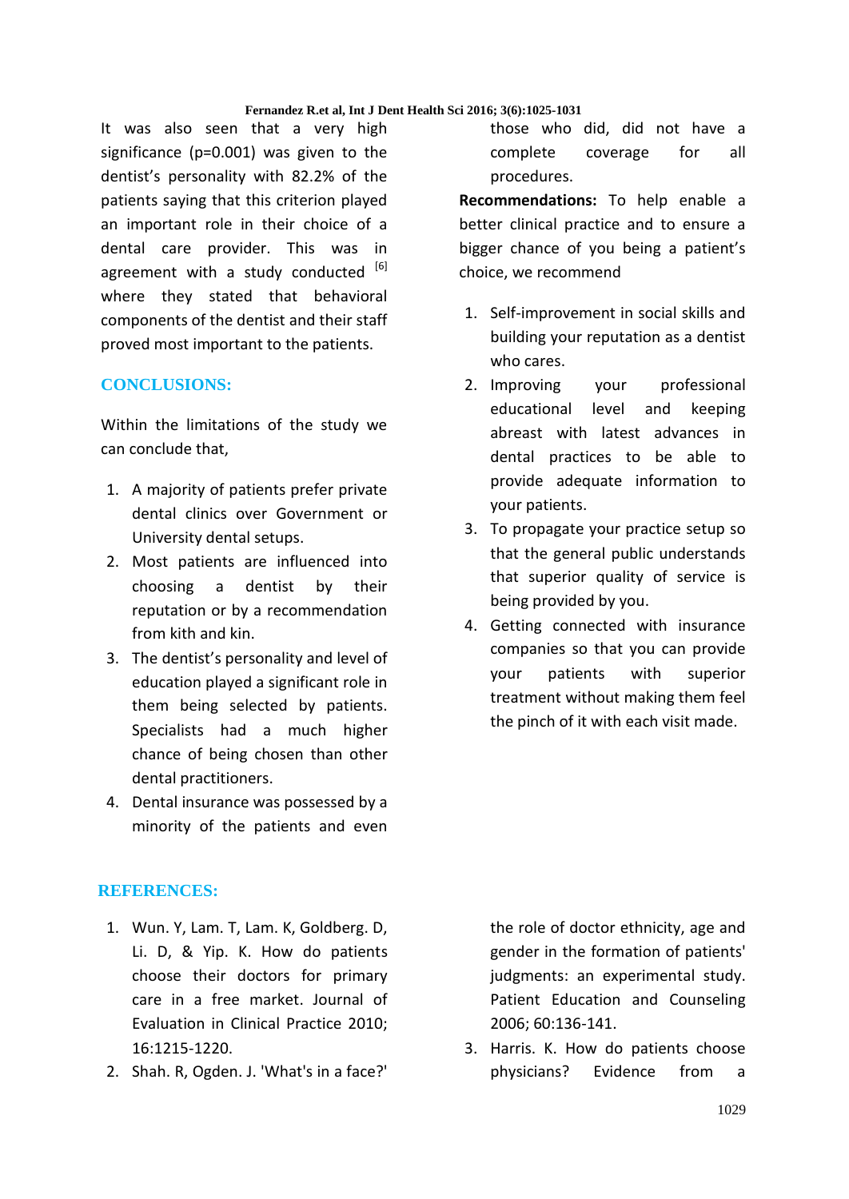It was also seen that a very high significance (p=0.001) was given to the dentist's personality with 82.2% of the patients saying that this criterion played an important role in their choice of a dental care provider. This was in agreement with a study conducted [6] where they stated that behavioral components of the dentist and their staff proved most important to the patients.

## CONCLUSIONS:

Within the limitations of the study we can conclude that,

1. A majority of patients prefer private dental clinics over Government or University dental setups.
2. Most patients are influenced into choosing a dentist by their reputation or by a recommendation from kith and kin.
3. The dentist's personality and level of education played a significant role in them being selected by patients. Specialists had a much higher chance of being chosen than other dental practitioners.
4. Dental insurance was possessed by a minority of the patients and even those who did, did not have a complete coverage for all procedures.

**Recommendations:** To help enable a better clinical practice and to ensure a bigger chance of you being a patient's choice, we recommend

1. Self-improvement in social skills and building your reputation as a dentist who cares.
2. Improving your professional educational level and keeping abreast with latest advances in dental practices to be able to provide adequate information to your patients.
3. To propagate your practice setup so that the general public understands that superior quality of service is being provided by you.
4. Getting connected with insurance companies so that you can provide your patients with superior treatment without making them feel the pinch of it with each visit made.

## REFERENCES:

1. Wun. Y, Lam. T, Lam. K, Goldberg. D, Li. D, & Yip. K. How do patients choose their doctors for primary care in a free market. Journal of Evaluation in Clinical Practice 2010; 16:1215-1220.
2. Shah. R, Ogden. J. 'What's in a face?' the role of doctor ethnicity, age and gender in the formation of patients' judgments: an experimental study. Patient Education and Counseling 2006; 60:136-141.
3. Harris. K. How do patients choose physicians? Evidence from a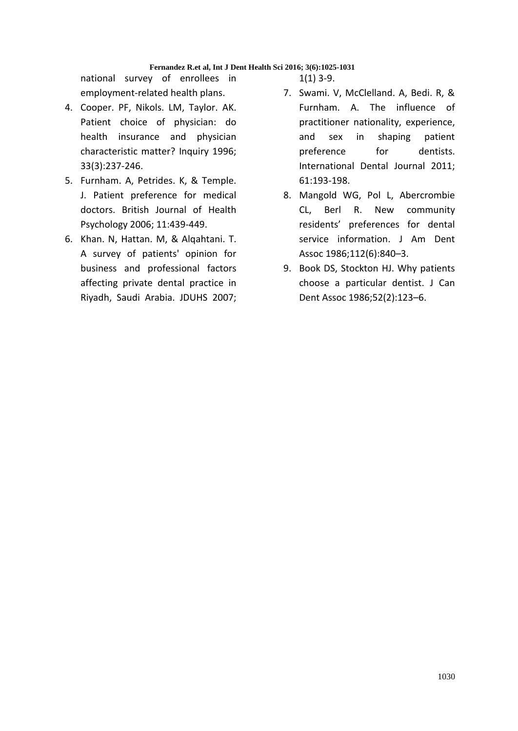national survey of enrollees in employment-related health plans.

4. Cooper. PF, Nikols. LM, Taylor. AK. Patient choice of physician: do health insurance and physician characteristic matter? Inquiry 1996; 33(3):237-246.
5. Furnham. A, Petrides. K, & Temple. J. Patient preference for medical doctors. British Journal of Health Psychology 2006; 11:439-449.
6. Khan. N, Hattan. M, & Alqahtani. T. A survey of patients' opinion for business and professional factors affecting private dental practice in Riyadh, Saudi Arabia. JDUHS 2007; 1(1) 3-9.
7. Swami. V, McClelland. A, Bedi. R, & Furnham. A. The influence of practitioner nationality, experience, and sex in shaping patient preference for dentists. International Dental Journal 2011; 61:193-198.
8. Mangold WG, Pol L, Abercrombie CL, Berl R. New community residents' preferences for dental service information. J Am Dent Assoc 1986;112(6):840–3.
9. Book DS, Stockton HJ. Why patients choose a particular dentist. J Can Dent Assoc 1986;52(2):123–6.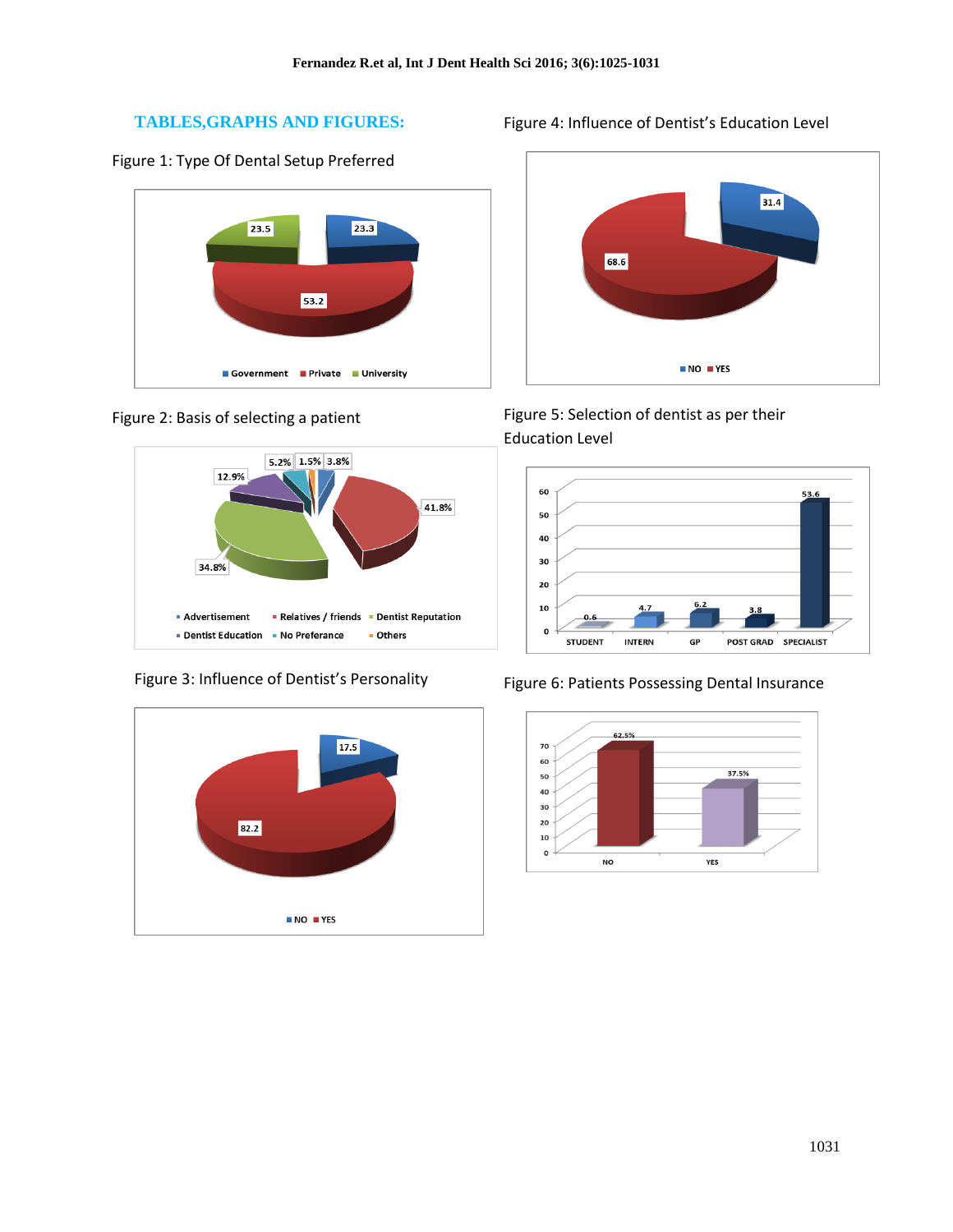## TABLES,GRAPHS AND FIGURES:

Figure 1: Type Of Dental Setup Preferred

23.5
23.3
53.2
Government Private University

Figure 2: Basis of selecting a patient

5.2% 1.5% 3.8%
12.9%
41.8%
34.8%
Advertisement Relatives / friends Dentist Reputation
Dentist Education No Preferance Others

Figure 3: Influence of Dentist's Personality

17.5
82.2
NO YES

Figure 4: Influence of Dentist's Education Level

31.4
68.6
NO YES

Figure 5: Selection of dentist as per their Education Level

60
50
40
30
20
10
0
0.6
4.7
6.2
3.8
53.6
STUDENT INTERN GP POST GRAD SPECIALIST

Figure 6: Patients Possessing Dental Insurance

70
60
50
40
30
20
10
0
62.5%
37.5%
NO YES